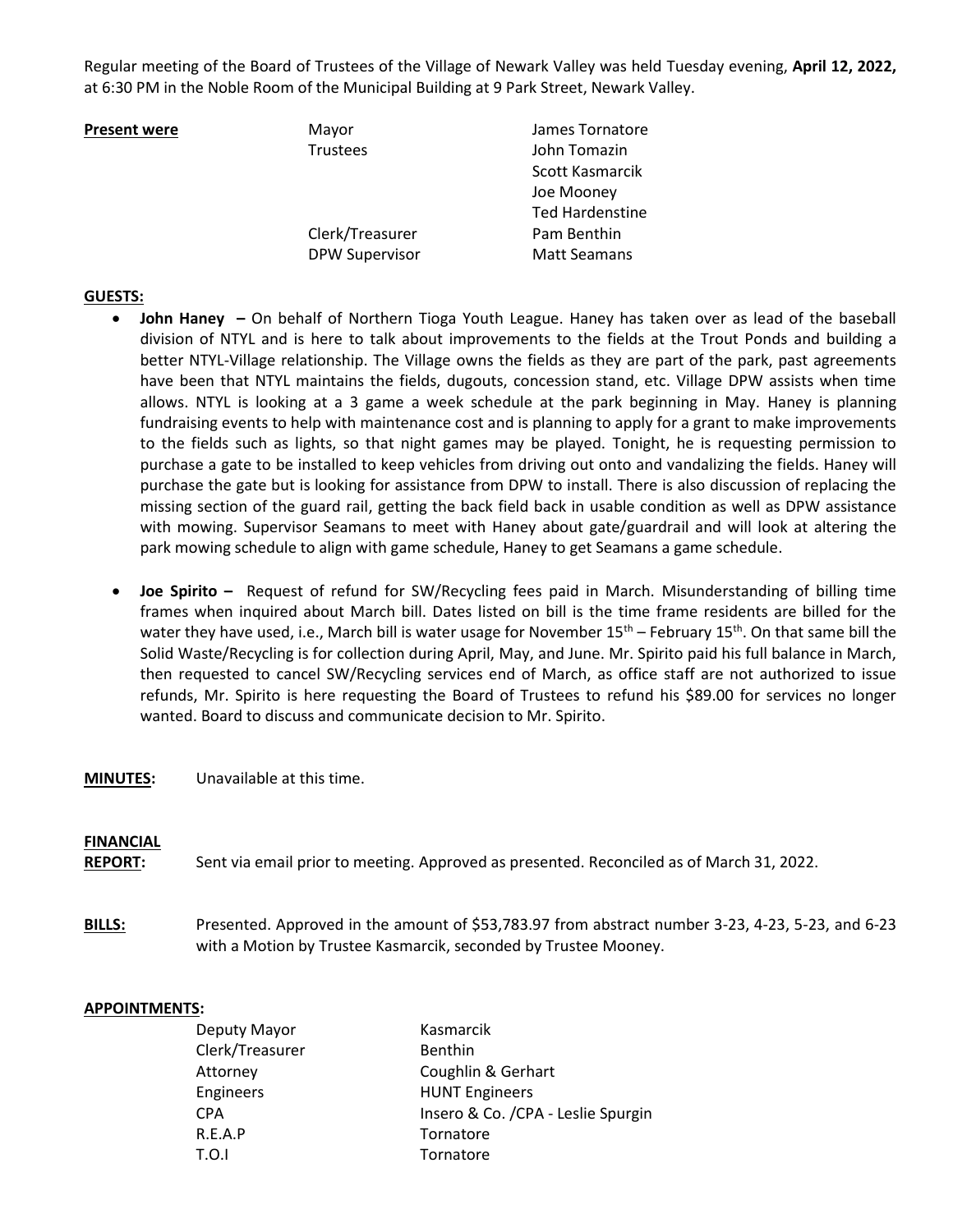Regular meeting of the Board of Trustees of the Village of Newark Valley was held Tuesday evening, **April 12, 2022,** at 6:30 PM in the Noble Room of the Municipal Building at 9 Park Street, Newark Valley.

| **Present were** | Mayor | James Tornatore |
|---|---|---|
| | Trustees | John Tomazin |
| | | Scott Kasmarcik |
| | | Joe Mooney |
| | | Ted Hardenstine |
| | Clerk/Treasurer | Pam Benthin |
| | DPW Supervisor | Matt Seamans |

**GUESTS:**

- **John Haney –** On behalf of Northern Tioga Youth League. Haney has taken over as lead of the baseball division of NTYL and is here to talk about improvements to the fields at the Trout Ponds and building a better NTYL-Village relationship. The Village owns the fields as they are part of the park, past agreements have been that NTYL maintains the fields, dugouts, concession stand, etc. Village DPW assists when time allows. NTYL is looking at a 3 game a week schedule at the park beginning in May. Haney is planning fundraising events to help with maintenance cost and is planning to apply for a grant to make improvements to the fields such as lights, so that night games may be played. Tonight, he is requesting permission to purchase a gate to be installed to keep vehicles from driving out onto and vandalizing the fields. Haney will purchase the gate but is looking for assistance from DPW to install. There is also discussion of replacing the missing section of the guard rail, getting the back field back in usable condition as well as DPW assistance with mowing. Supervisor Seamans to meet with Haney about gate/guardrail and will look at altering the park mowing schedule to align with game schedule, Haney to get Seamans a game schedule.

- **Joe Spirito –** Request of refund for SW/Recycling fees paid in March. Misunderstanding of billing time frames when inquired about March bill. Dates listed on bill is the time frame residents are billed for the water they have used, i.e., March bill is water usage for November 15th – February 15th. On that same bill the Solid Waste/Recycling is for collection during April, May, and June. Mr. Spirito paid his full balance in March, then requested to cancel SW/Recycling services end of March, as office staff are not authorized to issue refunds, Mr. Spirito is here requesting the Board of Trustees to refund his $89.00 for services no longer wanted. Board to discuss and communicate decision to Mr. Spirito.

**MINUTES:** Unavailable at this time.

**FINANCIAL REPORT:** Sent via email prior to meeting. Approved as presented. Reconciled as of March 31, 2022.

**BILLS:** Presented. Approved in the amount of $53,783.97 from abstract number 3-23, 4-23, 5-23, and 6-23 with a Motion by Trustee Kasmarcik, seconded by Trustee Mooney.

**APPOINTMENTS:**

| | |
|---|---|
| Deputy Mayor | Kasmarcik |
| Clerk/Treasurer | Benthin |
| Attorney | Coughlin & Gerhart |
| Engineers | HUNT Engineers |
| CPA | Insero & Co. /CPA - Leslie Spurgin |
| R.E.A.P | Tornatore |
| T.O.I | Tornatore |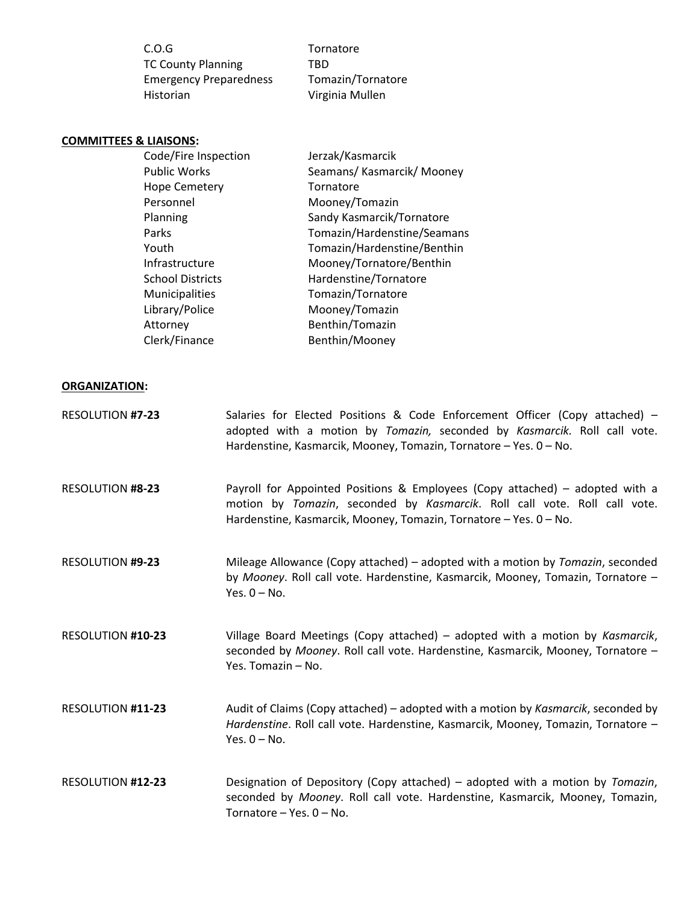| | |
|---|---|
| C.O.G | Tornatore |
| TC County Planning | TBD |
| Emergency Preparedness | Tomazin/Tornatore |
| Historian | Virginia Mullen |

**COMMITTEES & LIAISONS:**

| | |
|---|---|
| Code/Fire Inspection | Jerzak/Kasmarcik |
| Public Works | Seamans/ Kasmarcik/ Mooney |
| Hope Cemetery | Tornatore |
| Personnel | Mooney/Tomazin |
| Planning | Sandy Kasmarcik/Tornatore |
| Parks | Tomazin/Hardenstine/Seamans |
| Youth | Tomazin/Hardenstine/Benthin |
| Infrastructure | Mooney/Tornatore/Benthin |
| School Districts | Hardenstine/Tornatore |
| Municipalities | Tomazin/Tornatore |
| Library/Police | Mooney/Tomazin |
| Attorney | Benthin/Tomazin |
| Clerk/Finance | Benthin/Mooney |

**ORGANIZATION:**

RESOLUTION **#7-23** — Salaries for Elected Positions & Code Enforcement Officer (Copy attached) – adopted with a motion by *Tomazin,* seconded by *Kasmarcik.* Roll call vote. Hardenstine, Kasmarcik, Mooney, Tomazin, Tornatore – Yes. 0 – No.

RESOLUTION **#8-23** — Payroll for Appointed Positions & Employees (Copy attached) – adopted with a motion by *Tomazin*, seconded by *Kasmarcik*. Roll call vote. Roll call vote. Hardenstine, Kasmarcik, Mooney, Tomazin, Tornatore – Yes. 0 – No.

RESOLUTION **#9-23** — Mileage Allowance (Copy attached) – adopted with a motion by *Tomazin*, seconded by *Mooney*. Roll call vote. Hardenstine, Kasmarcik, Mooney, Tomazin, Tornatore – Yes. 0 – No.

RESOLUTION **#10-23** — Village Board Meetings (Copy attached) – adopted with a motion by *Kasmarcik*, seconded by *Mooney*. Roll call vote. Hardenstine, Kasmarcik, Mooney, Tornatore – Yes. Tomazin – No.

RESOLUTION **#11-23** — Audit of Claims (Copy attached) – adopted with a motion by *Kasmarcik*, seconded by *Hardenstine*. Roll call vote. Hardenstine, Kasmarcik, Mooney, Tomazin, Tornatore – Yes. 0 – No.

RESOLUTION **#12-23** — Designation of Depository (Copy attached) – adopted with a motion by *Tomazin*, seconded by *Mooney*. Roll call vote. Hardenstine, Kasmarcik, Mooney, Tomazin, Tornatore – Yes. 0 – No.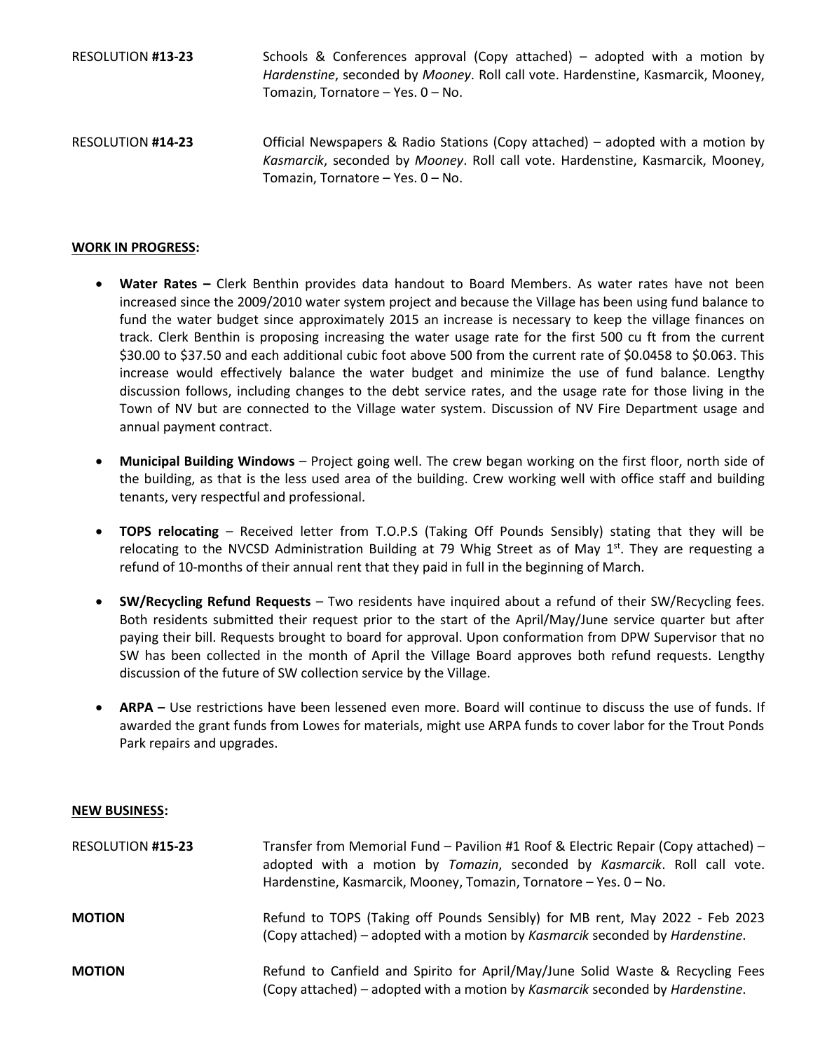RESOLUTION **#13-23** Schools & Conferences approval (Copy attached) – adopted with a motion by *Hardenstine*, seconded by *Mooney*. Roll call vote. Hardenstine, Kasmarcik, Mooney, Tomazin, Tornatore – Yes. 0 – No.

RESOLUTION **#14-23** Official Newspapers & Radio Stations (Copy attached) – adopted with a motion by *Kasmarcik*, seconded by *Mooney*. Roll call vote. Hardenstine, Kasmarcik, Mooney, Tomazin, Tornatore – Yes. 0 – No.

**WORK IN PROGRESS:**

- **Water Rates –** Clerk Benthin provides data handout to Board Members. As water rates have not been increased since the 2009/2010 water system project and because the Village has been using fund balance to fund the water budget since approximately 2015 an increase is necessary to keep the village finances on track. Clerk Benthin is proposing increasing the water usage rate for the first 500 cu ft from the current $30.00 to $37.50 and each additional cubic foot above 500 from the current rate of $0.0458 to $0.063. This increase would effectively balance the water budget and minimize the use of fund balance. Lengthy discussion follows, including changes to the debt service rates, and the usage rate for those living in the Town of NV but are connected to the Village water system. Discussion of NV Fire Department usage and annual payment contract.

- **Municipal Building Windows** – Project going well. The crew began working on the first floor, north side of the building, as that is the less used area of the building. Crew working well with office staff and building tenants, very respectful and professional.

- **TOPS relocating** – Received letter from T.O.P.S (Taking Off Pounds Sensibly) stating that they will be relocating to the NVCSD Administration Building at 79 Whig Street as of May 1st. They are requesting a refund of 10-months of their annual rent that they paid in full in the beginning of March.

- **SW/Recycling Refund Requests** – Two residents have inquired about a refund of their SW/Recycling fees. Both residents submitted their request prior to the start of the April/May/June service quarter but after paying their bill. Requests brought to board for approval. Upon conformation from DPW Supervisor that no SW has been collected in the month of April the Village Board approves both refund requests. Lengthy discussion of the future of SW collection service by the Village.

- **ARPA –** Use restrictions have been lessened even more. Board will continue to discuss the use of funds. If awarded the grant funds from Lowes for materials, might use ARPA funds to cover labor for the Trout Ponds Park repairs and upgrades.

**NEW BUSINESS:**

RESOLUTION **#15-23** Transfer from Memorial Fund – Pavilion #1 Roof & Electric Repair (Copy attached) – adopted with a motion by *Tomazin*, seconded by *Kasmarcik*. Roll call vote. Hardenstine, Kasmarcik, Mooney, Tomazin, Tornatore – Yes. 0 – No.

**MOTION** Refund to TOPS (Taking off Pounds Sensibly) for MB rent, May 2022 - Feb 2023 (Copy attached) – adopted with a motion by *Kasmarcik* seconded by *Hardenstine*.

**MOTION** Refund to Canfield and Spirito for April/May/June Solid Waste & Recycling Fees (Copy attached) – adopted with a motion by *Kasmarcik* seconded by *Hardenstine*.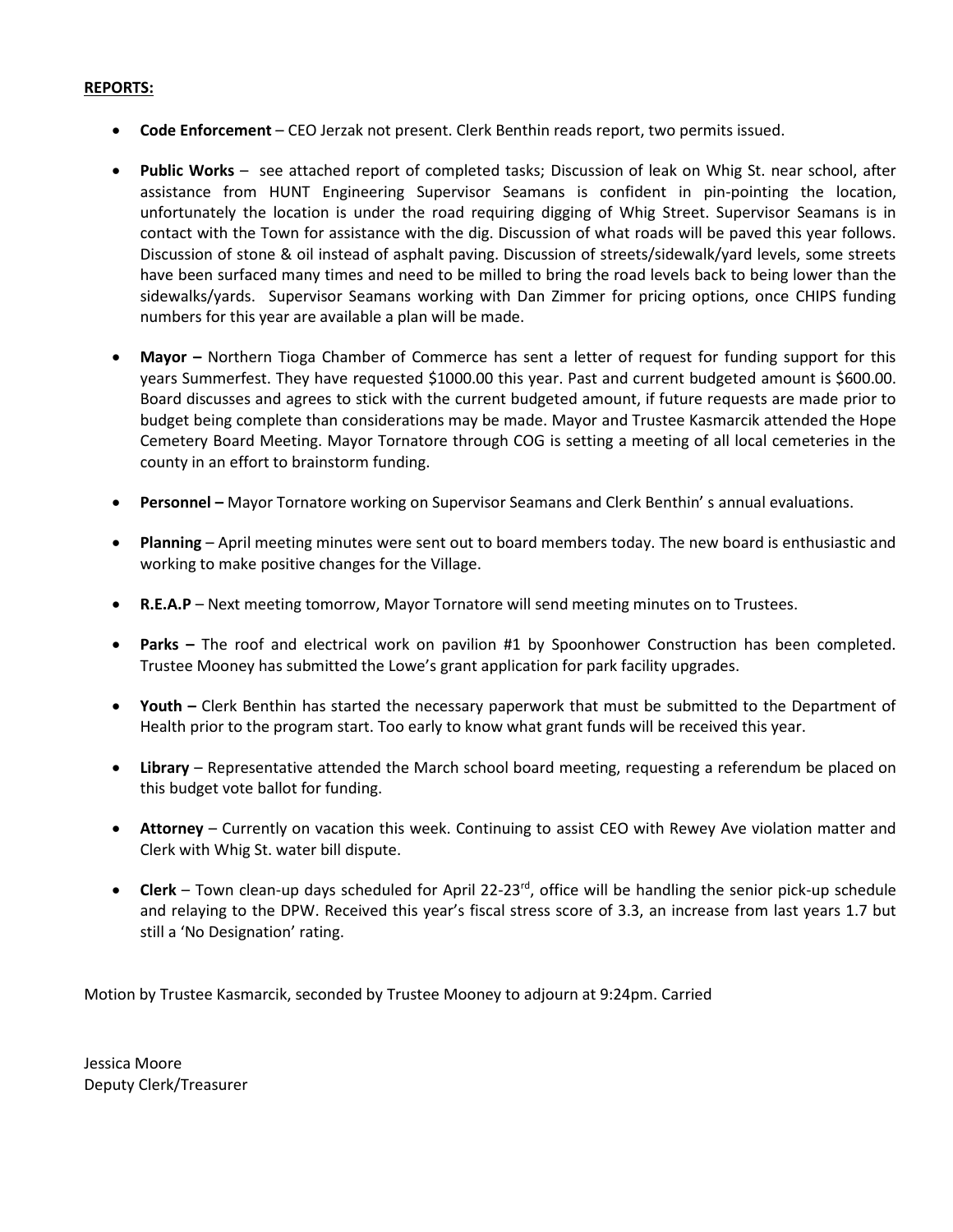**REPORTS:**

- **Code Enforcement** – CEO Jerzak not present. Clerk Benthin reads report, two permits issued.

- **Public Works** – see attached report of completed tasks; Discussion of leak on Whig St. near school, after assistance from HUNT Engineering Supervisor Seamans is confident in pin-pointing the location, unfortunately the location is under the road requiring digging of Whig Street. Supervisor Seamans is in contact with the Town for assistance with the dig. Discussion of what roads will be paved this year follows. Discussion of stone & oil instead of asphalt paving. Discussion of streets/sidewalk/yard levels, some streets have been surfaced many times and need to be milled to bring the road levels back to being lower than the sidewalks/yards. Supervisor Seamans working with Dan Zimmer for pricing options, once CHIPS funding numbers for this year are available a plan will be made.

- **Mayor –** Northern Tioga Chamber of Commerce has sent a letter of request for funding support for this years Summerfest. They have requested $1000.00 this year. Past and current budgeted amount is $600.00. Board discusses and agrees to stick with the current budgeted amount, if future requests are made prior to budget being complete than considerations may be made. Mayor and Trustee Kasmarcik attended the Hope Cemetery Board Meeting. Mayor Tornatore through COG is setting a meeting of all local cemeteries in the county in an effort to brainstorm funding.

- **Personnel –** Mayor Tornatore working on Supervisor Seamans and Clerk Benthin' s annual evaluations.

- **Planning** – April meeting minutes were sent out to board members today. The new board is enthusiastic and working to make positive changes for the Village.

- **R.E.A.P** – Next meeting tomorrow, Mayor Tornatore will send meeting minutes on to Trustees.

- **Parks –** The roof and electrical work on pavilion #1 by Spoonhower Construction has been completed. Trustee Mooney has submitted the Lowe's grant application for park facility upgrades.

- **Youth –** Clerk Benthin has started the necessary paperwork that must be submitted to the Department of Health prior to the program start. Too early to know what grant funds will be received this year.

- **Library** – Representative attended the March school board meeting, requesting a referendum be placed on this budget vote ballot for funding.

- **Attorney** – Currently on vacation this week. Continuing to assist CEO with Rewey Ave violation matter and Clerk with Whig St. water bill dispute.

- **Clerk** – Town clean-up days scheduled for April 22-23rd, office will be handling the senior pick-up schedule and relaying to the DPW. Received this year's fiscal stress score of 3.3, an increase from last years 1.7 but still a 'No Designation' rating.

Motion by Trustee Kasmarcik, seconded by Trustee Mooney to adjourn at 9:24pm. Carried

Jessica Moore
Deputy Clerk/Treasurer